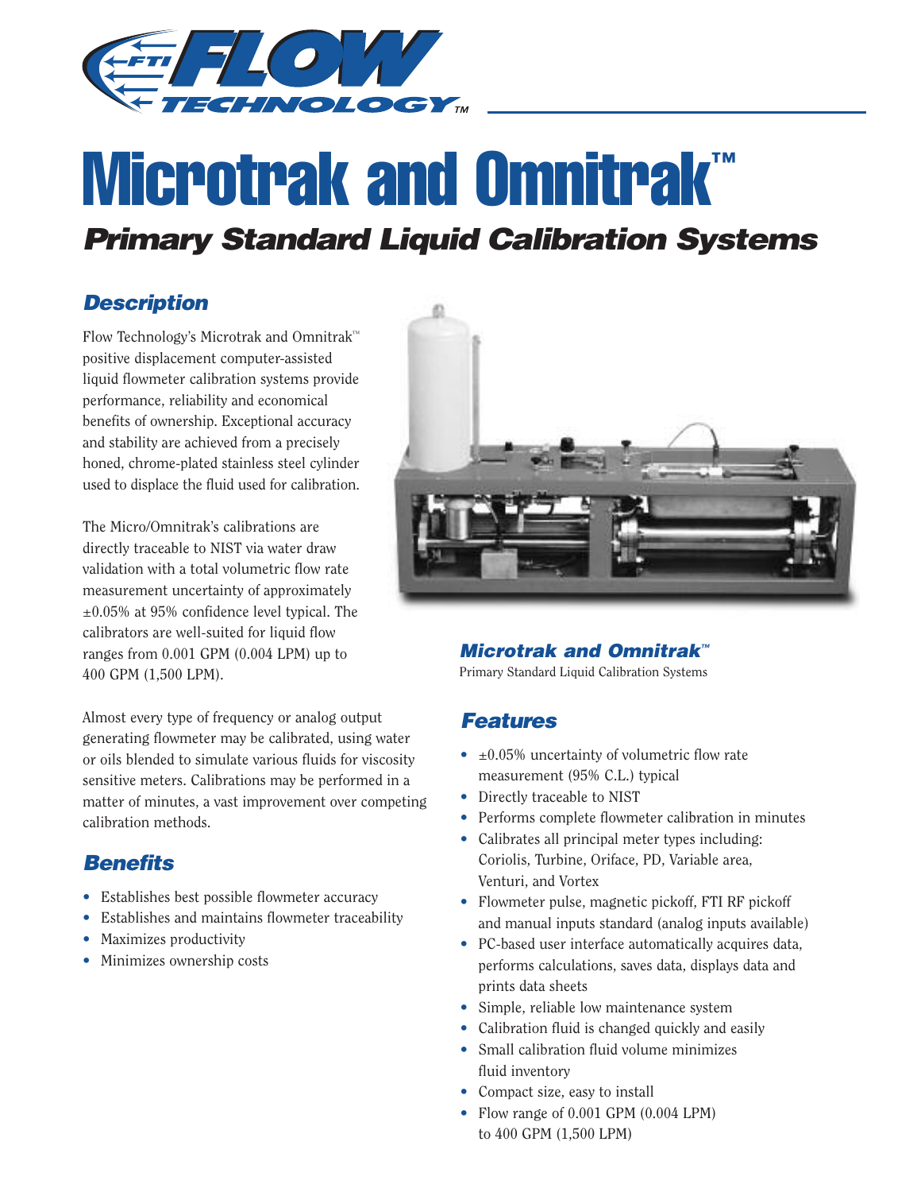# Microtrak and Omnitrak™

## *Primary Standard Liquid Calibration Systems*

### *Description*

Flow Technology's Microtrak and Omnitrak™ positive displacement computer-assisted liquid flowmeter calibration systems provide performance, reliability and economical benefits of ownership. Exceptional accuracy and stability are achieved from a precisely honed, chrome-plated stainless steel cylinder used to displace the fluid used for calibration.

The Micro/Omnitrak's calibrations are directly traceable to NIST via water draw validation with a total volumetric flow rate measurement uncertainty of approximately ±0.05% at 95% confidence level typical. The calibrators are well-suited for liquid flow ranges from 0.001 GPM (0.004 LPM) up to 400 GPM (1,500 LPM).

Almost every type of frequency or analog output generating flowmeter may be calibrated, using water or oils blended to simulate various fluids for viscosity sensitive meters. Calibrations may be performed in a matter of minutes, a vast improvement over competing calibration methods.

### *Benefits*

- Establishes best possible flowmeter accuracy
- Establishes and maintains flowmeter traceability
- Maximizes productivity
- Minimizes ownership costs

***Microtrak and Omnitrak™***
Primary Standard Liquid Calibration Systems

### *Features*

- ±0.05% uncertainty of volumetric flow rate measurement (95% C.L.) typical
- Directly traceable to NIST
- Performs complete flowmeter calibration in minutes
- Calibrates all principal meter types including: Coriolis, Turbine, Oriface, PD, Variable area, Venturi, and Vortex
- Flowmeter pulse, magnetic pickoff, FTI RF pickoff and manual inputs standard (analog inputs available)
- PC-based user interface automatically acquires data, performs calculations, saves data, displays data and prints data sheets
- Simple, reliable low maintenance system
- Calibration fluid is changed quickly and easily
- Small calibration fluid volume minimizes fluid inventory
- Compact size, easy to install
- Flow range of 0.001 GPM (0.004 LPM) to 400 GPM (1,500 LPM)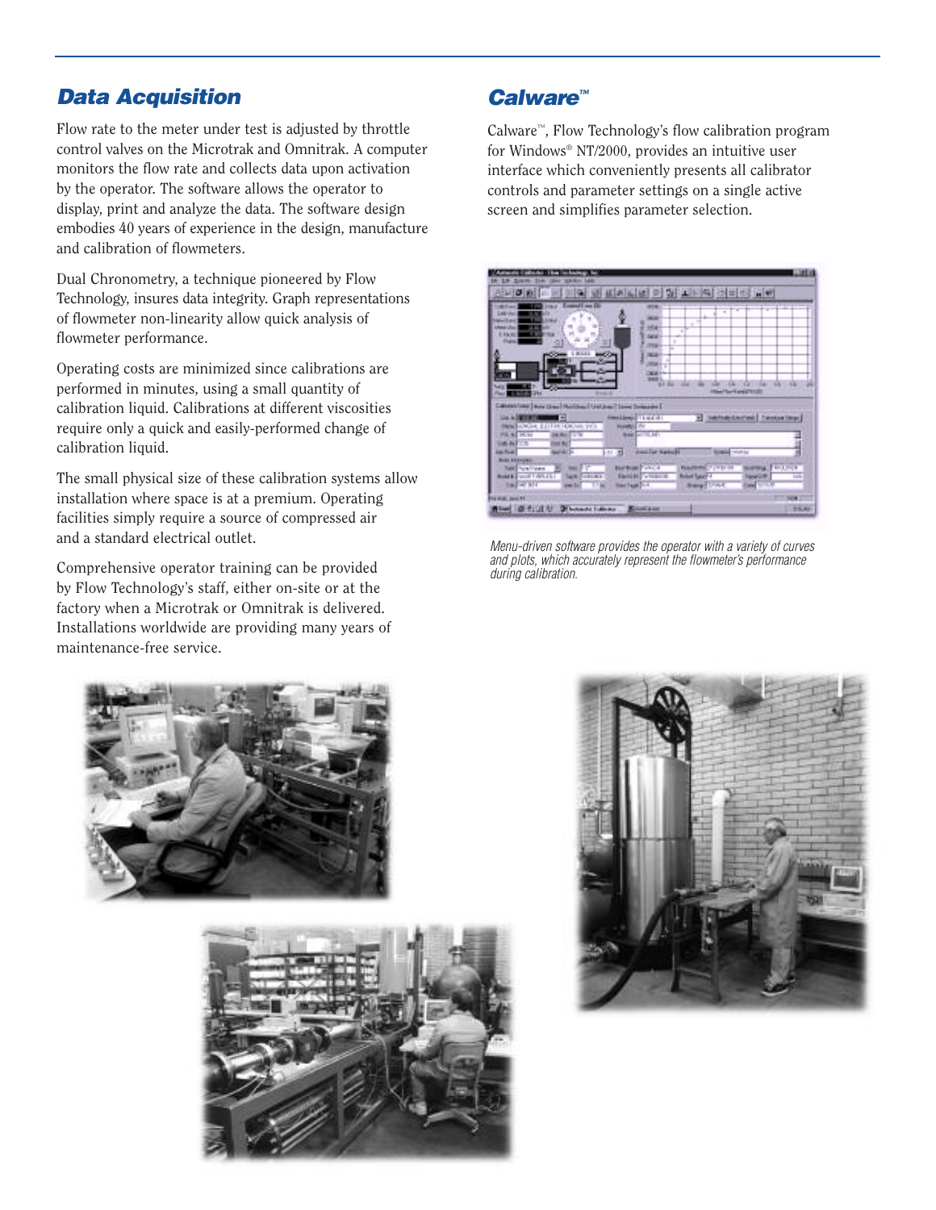## Data Acquisition

Flow rate to the meter under test is adjusted by throttle control valves on the Microtrak and Omnitrak. A computer monitors the flow rate and collects data upon activation by the operator. The software allows the operator to display, print and analyze the data. The software design embodies 40 years of experience in the design, manufacture and calibration of flowmeters.

Dual Chronometry, a technique pioneered by Flow Technology, insures data integrity. Graph representations of flowmeter non-linearity allow quick analysis of flowmeter performance.

Operating costs are minimized since calibrations are performed in minutes, using a small quantity of calibration liquid. Calibrations at different viscosities require only a quick and easily-performed change of calibration liquid.

The small physical size of these calibration systems allow installation where space is at a premium. Operating facilities simply require a source of compressed air and a standard electrical outlet.

Comprehensive operator training can be provided by Flow Technology's staff, either on-site or at the factory when a Microtrak or Omnitrak is delivered. Installations worldwide are providing many years of maintenance-free service.

## Calware™

Calware™, Flow Technology's flow calibration program for Windows® NT/2000, provides an intuitive user interface which conveniently presents all calibrator controls and parameter settings on a single active screen and simplifies parameter selection.

*Menu-driven software provides the operator with a variety of curves and plots, which accurately represent the flowmeter's performance during calibration.*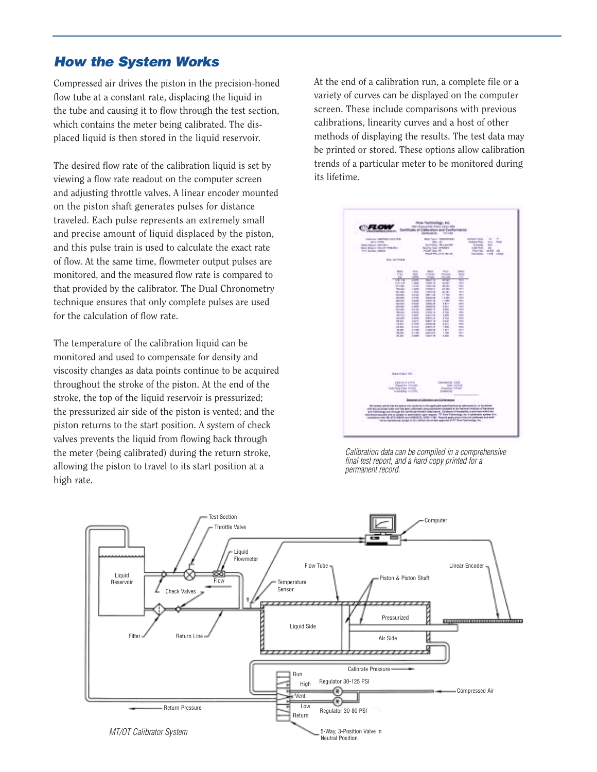## How the System Works

Compressed air drives the piston in the precision-honed flow tube at a constant rate, displacing the liquid in the tube and causing it to flow through the test section, which contains the meter being calibrated. The displaced liquid is then stored in the liquid reservoir.

The desired flow rate of the calibration liquid is set by viewing a flow rate readout on the computer screen and adjusting throttle valves. A linear encoder mounted on the piston shaft generates pulses for distance traveled. Each pulse represents an extremely small and precise amount of liquid displaced by the piston, and this pulse train is used to calculate the exact rate of flow. At the same time, flowmeter output pulses are monitored, and the measured flow rate is compared to that provided by the calibrator. The Dual Chronometry technique ensures that only complete pulses are used for the calculation of flow rate.

The temperature of the calibration liquid can be monitored and used to compensate for density and viscosity changes as data points continue to be acquired throughout the stroke of the piston. At the end of the stroke, the top of the liquid reservoir is pressurized; the pressurized air side of the piston is vented; and the piston returns to the start position. A system of check valves prevents the liquid from flowing back through the meter (being calibrated) during the return stroke, allowing the piston to travel to its start position at a high rate.

At the end of a calibration run, a complete file or a variety of curves can be displayed on the computer screen. These include comparisons with previous calibrations, linearity curves and a host of other methods of displaying the results. The test data may be printed or stored. These options allow calibration trends of a particular meter to be monitored during its lifetime.

*Calibration data can be compiled in a comprehensive final test report, and a hard copy printed for a permanent record.*

*MT/OT Calibrator System*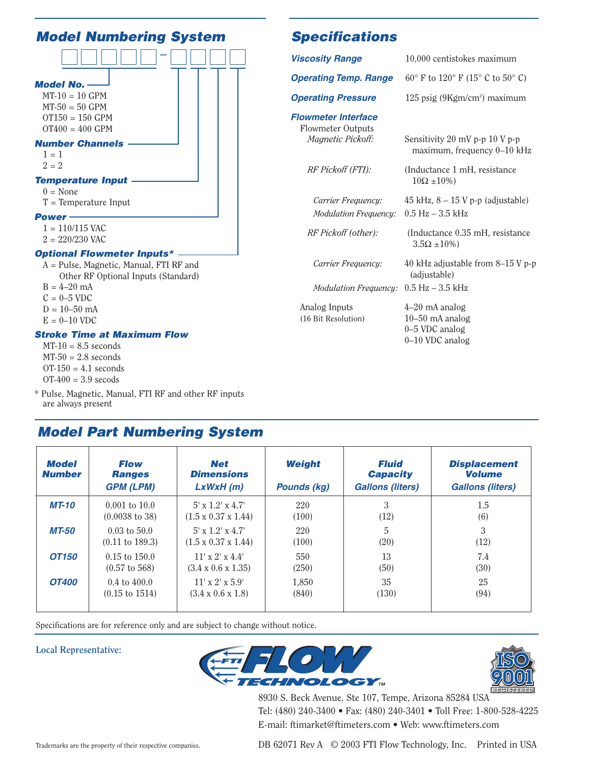## Model Numbering System

☐☐☐☐☐ – ☐☐☐☐

**Model No.**
- MT-10 = 10 GPM
- MT-50 = 50 GPM
- OT150 = 150 GPM
- OT400 = 400 GPM

**Number Channels**
- 1 = 1
- 2 = 2

**Temperature Input**
- 0 = None
- T = Temperature Input

**Power**
- 1 = 110/115 VAC
- 2 = 220/230 VAC

**Optional Flowmeter Inputs***
- A = Pulse, Magnetic, Manual, FTI RF and Other RF Optional Inputs (Standard)
- B = 4–20 mA
- C = 0–5 VDC
- D = 10–50 mA
- E = 0–10 VDC

**Stroke Time at Maximum Flow**
- MT-10 = 8.5 seconds
- MT-50 = 2.8 seconds
- OT-150 = 4.1 seconds
- OT-400 = 3.9 secods

\* Pulse, Magnetic, Manual, FTI RF and other RF inputs are always present

## Specifications

**Viscosity Range** 10,000 centistokes maximum

**Operating Temp. Range** 60° F to 120° F (15° C to 50° C)

**Operating Pressure** 125 psig (9Kgm/cm²) maximum

**Flowmeter Interface**

Flowmeter Outputs

*Magnetic Pickoff:* Sensitivity 20 mV p-p 10 V p-p maximum, frequency 0–10 kHz

*RF Pickoff (FTI):* (Inductance 1 mH, resistance 10Ω ±10%)

*Carrier Frequency:* 45 kHz, 8 – 15 V p-p (adjustable)

*Modulation Frequency:* 0.5 Hz – 3.5 kHz

*RF Pickoff (other):* (Inductance 0.35 mH, resistance 3.5Ω ±10%)

*Carrier Frequency:* 40 kHz adjustable from 8–15 V p-p (adjustable)

*Modulation Frequency:* 0.5 Hz – 3.5 kHz

Analog Inputs (16 Bit Resolution)
- 4–20 mA analog
- 10–50 mA analog
- 0–5 VDC analog
- 0–10 VDC analog

## Model Part Numbering System

| Model Number | Flow Ranges GPM (LPM) | Net Dimensions LxWxH (m) | Weight Pounds (kg) | Fluid Capacity Gallons (liters) | Displacement Volume Gallons (liters) |
|---|---|---|---|---|---|
| MT-10 | 0.001 to 10.0 (0.0038 to 38) | 5' x 1.2' x 4.7' (1.5 x 0.37 x 1.44) | 220 (100) | 3 (12) | 1.5 (6) |
| MT-50 | 0.03 to 50.0 (0.11 to 189.3) | 5' x 1.2' x 4.7' (1.5 x 0.37 x 1.44) | 220 (100) | 5 (20) | 3 (12) |
| OT150 | 0.15 to 150.0 (0.57 to 568) | 11' x 2' x 4.4' (3.4 x 0.6 x 1.35) | 550 (250) | 13 (50) | 7.4 (30) |
| OT400 | 0.4 to 400.0 (0.15 to 1514) | 11' x 2' x 5.9' (3.4 x 0.6 x 1.8) | 1,850 (840) | 35 (130) | 25 (94) |

Specifications are for reference only and are subject to change without notice.

Local Representative:

FTI FLOW TECHNOLOGY™

ISO 9001 REGISTERED

8930 S. Beck Avenue, Ste 107, Tempe, Arizona 85284 USA
Tel: (480) 240-3400 • Fax: (480) 240-3401 • Toll Free: 1-800-528-4225
E-mail: ftimarket@ftimeters.com • Web: www.ftimeters.com

Trademarks are the property of their respective companies.

DB 62071 Rev A © 2003 FTI Flow Technology, Inc. Printed in USA